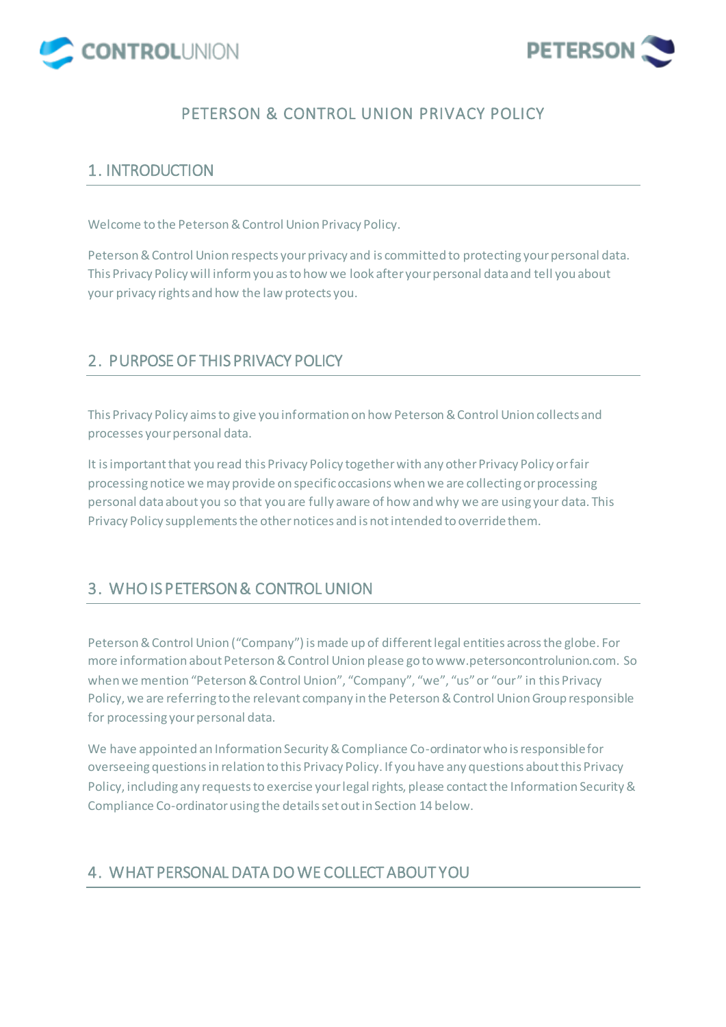# PETERSON & CONTROL UNION PRIVACY POLICY

## 1. INTRODUCTION

Welcome to the Peterson & Control Union Privacy Policy.

Peterson & Control Union respects your privacy and is committed to protecting your personal data. This Privacy Policy will inform you as to how we look after your personal data and tell you about your privacy rights and how the law protects you.

## 2. PURPOSE OF THIS PRIVACY POLICY

This Privacy Policy aims to give you information on how Peterson & Control Union collects and processes your personal data.

It is important that you read this Privacy Policy together with any other Privacy Policy or fair processing notice we may provide on specific occasions when we are collecting or processing personal data about you so that you are fully aware of how and why we are using your data. This Privacy Policy supplements the other notices and is not intended to override them.

## 3. WHO IS PETERSON & CONTROL UNION

Peterson & Control Union ("Company") is made up of different legal entities across the globe. For more information about Peterson & Control Union please go to www.petersoncontrolunion.com. So when we mention "Peterson & Control Union", "Company", "we", "us" or "our" in this Privacy Policy, we are referring to the relevant company in the Peterson & Control Union Group responsible for processing your personal data.

We have appointed an Information Security & Compliance Co-ordinator who is responsible for overseeing questions in relation to this Privacy Policy. If you have any questions about this Privacy Policy, including any requests to exercise your legal rights, please contact the Information Security & Compliance Co-ordinator using the details set out in Section 14 below.

## 4. WHAT PERSONAL DATA DO WE COLLECT ABOUT YOU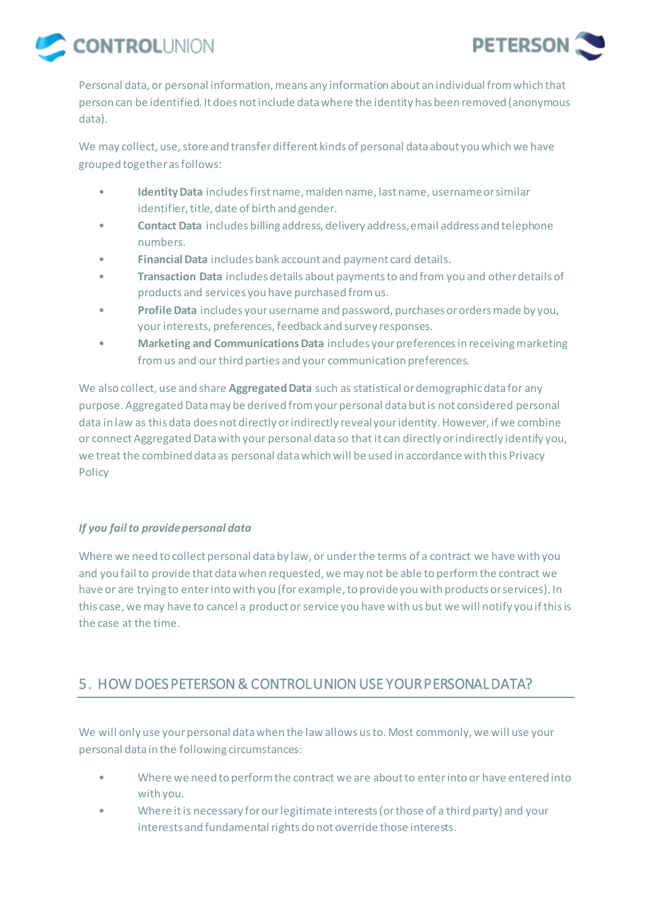Personal data, or personal information, means any information about an individual from which that person can be identified. It does not include data where the identity has been removed (anonymous data).

We may collect, use, store and transfer different kinds of personal data about you which we have grouped together as follows:

- **Identity Data** includes first name, maiden name, last name, username or similar identifier, title, date of birth and gender.
- **Contact Data** includes billing address, delivery address, email address and telephone numbers.
- **Financial Data** includes bank account and payment card details.
- **Transaction Data** includes details about payments to and from you and other details of products and services you have purchased from us.
- **Profile Data** includes your username and password, purchases or orders made by you, your interests, preferences, feedback and survey responses.
- **Marketing and Communications Data** includes your preferences in receiving marketing from us and our third parties and your communication preferences.

We also collect, use and share **Aggregated Data** such as statistical or demographic data for any purpose. Aggregated Data may be derived from your personal data but is not considered personal data in law as this data does not directly or indirectly reveal your identity. However, if we combine or connect Aggregated Data with your personal data so that it can directly or indirectly identify you, we treat the combined data as personal data which will be used in accordance with this Privacy Policy

***If you fail to provide personal data***

Where we need to collect personal data by law, or under the terms of a contract we have with you and you fail to provide that data when requested, we may not be able to perform the contract we have or are trying to enter into with you (for example, to provide you with products or services). In this case, we may have to cancel a product or service you have with us but we will notify you if this is the case at the time.

## 5. HOW DOES PETERSON & CONTROL UNION USE YOUR PERSONAL DATA?

We will only use your personal data when the law allows us to. Most commonly, we will use your personal data in the following circumstances:

- Where we need to perform the contract we are about to enter into or have entered into with you.
- Where it is necessary for our legitimate interests (or those of a third party) and your interests and fundamental rights do not override those interests.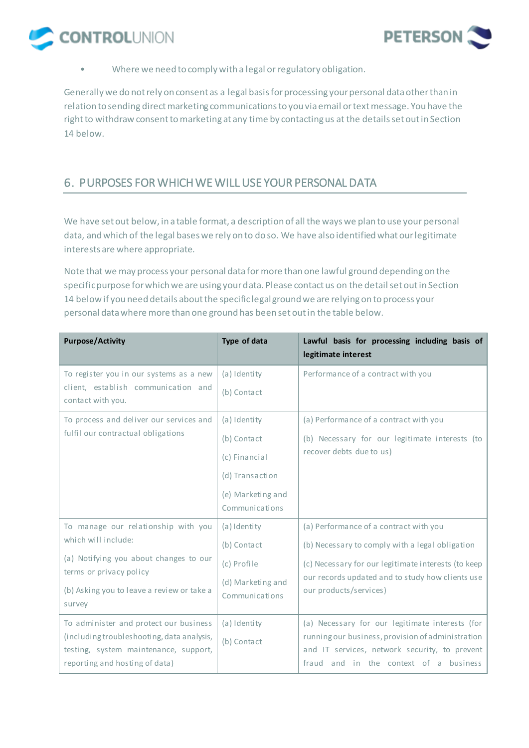- Where we need to comply with a legal or regulatory obligation.

Generally we do not rely on consent as a legal basis for processing your personal data other than in relation to sending direct marketing communications to you via email or text message. You have the right to withdraw consent to marketing at any time by contacting us at the details set out in Section 14 below.

## 6. PURPOSES FOR WHICH WE WILL USE YOUR PERSONAL DATA

We have set out below, in a table format, a description of all the ways we plan to use your personal data, and which of the legal bases we rely on to do so. We have also identified what our legitimate interests are where appropriate.

Note that we may process your personal data for more than one lawful ground depending on the specific purpose for which we are using your data. Please contact us on the detail set out in Section 14 below if you need details about the specific legal ground we are relying on to process your personal data where more than one ground has been set out in the table below.

| Purpose/Activity | Type of data | Lawful basis for processing including basis of legitimate interest |
|---|---|---|
| To register you in our systems as a new client, establish communication and contact with you. | (a) Identity<br>(b) Contact | Performance of a contract with you |
| To process and deliver our services and fulfil our contractual obligations | (a) Identity<br>(b) Contact<br>(c) Financial<br>(d) Transaction<br>(e) Marketing and Communications | (a) Performance of a contract with you<br>(b) Necessary for our legitimate interests (to recover debts due to us) |
| To manage our relationship with you which will include:<br>(a) Notifying you about changes to our terms or privacy policy<br>(b) Asking you to leave a review or take a survey | (a) Identity<br>(b) Contact<br>(c) Profile<br>(d) Marketing and Communications | (a) Performance of a contract with you<br>(b) Necessary to comply with a legal obligation<br>(c) Necessary for our legitimate interests (to keep our records updated and to study how clients use our products/services) |
| To administer and protect our business (including troubleshooting, data analysis, testing, system maintenance, support, reporting and hosting of data) | (a) Identity<br>(b) Contact | (a) Necessary for our legitimate interests (for running our business, provision of administration and IT services, network security, to prevent fraud and in the context of a business |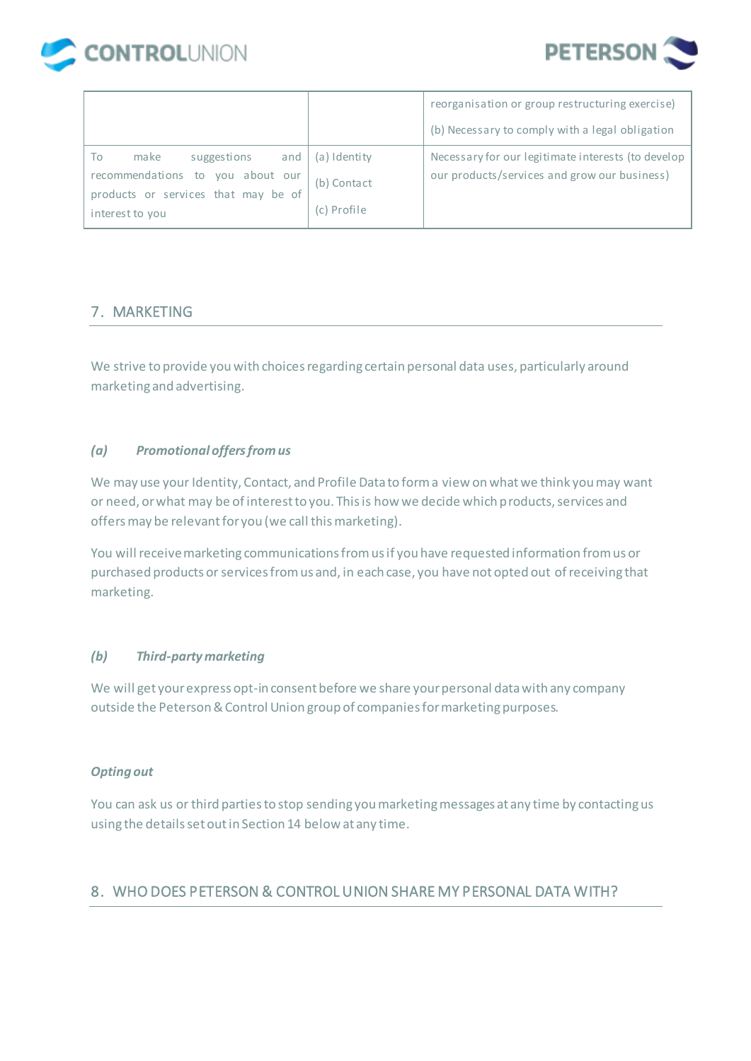| | | |
|---|---|---|
| | | reorganisation or group restructuring exercise)<br><br>(b) Necessary to comply with a legal obligation |
| To make suggestions and recommendations to you about our products or services that may be of interest to you | (a) Identity<br><br>(b) Contact<br><br>(c) Profile | Necessary for our legitimate interests (to develop our products/services and grow our business) |

## 7. MARKETING

We strive to provide you with choices regarding certain personal data uses, particularly around marketing and advertising.

### *(a) Promotional offers from us*

We may use your Identity, Contact, and Profile Data to form a view on what we think you may want or need, or what may be of interest to you. This is how we decide which products, services and offers may be relevant for you (we call this marketing).

You will receive marketing communications from us if you have requested information from us or purchased products or services from us and, in each case, you have not opted out of receiving that marketing.

### *(b) Third-party marketing*

We will get your express opt-in consent before we share your personal data with any company outside the Peterson & Control Union group of companies for marketing purposes.

### *Opting out*

You can ask us or third parties to stop sending you marketing messages at any time by contacting us using the details set out in Section 14 below at any time.

## 8. WHO DOES PETERSON & CONTROL UNION SHARE MY PERSONAL DATA WITH?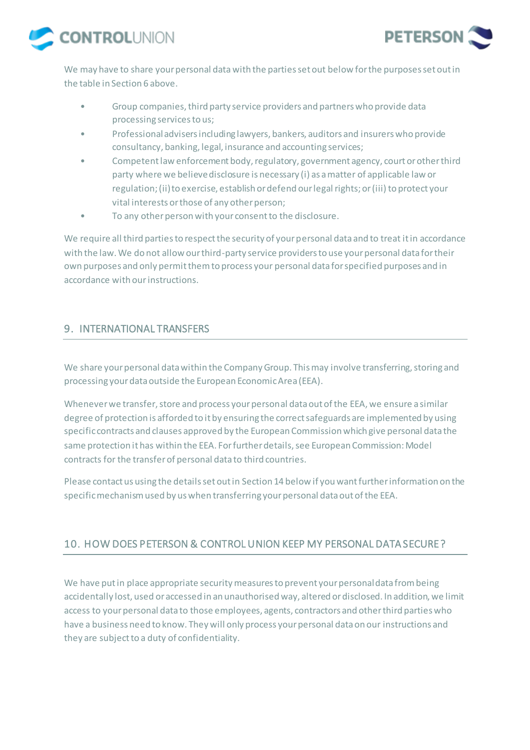We may have to share your personal data with the parties set out below for the purposes set out in the table in Section 6 above.

- Group companies, third party service providers and partners who provide data processing services to us;
- Professional advisers including lawyers, bankers, auditors and insurers who provide consultancy, banking, legal, insurance and accounting services;
- Competent law enforcement body, regulatory, government agency, court or other third party where we believe disclosure is necessary (i) as a matter of applicable law or regulation; (ii) to exercise, establish or defend our legal rights; or (iii) to protect your vital interests or those of any other person;
- To any other person with your consent to the disclosure.

We require all third parties to respect the security of your personal data and to treat it in accordance with the law. We do not allow our third-party service providers to use your personal data for their own purposes and only permit them to process your personal data for specified purposes and in accordance with our instructions.

## 9. INTERNATIONAL TRANSFERS

We share your personal data within the Company Group. This may involve transferring, storing and processing your data outside the European Economic Area (EEA).

Whenever we transfer, store and process your personal data out of the EEA, we ensure a similar degree of protection is afforded to it by ensuring the correct safeguards are implemented by using specific contracts and clauses approved by the European Commission which give personal data the same protection it has within the EEA. For further details, see European Commission: Model contracts for the transfer of personal data to third countries.

Please contact us using the details set out in Section 14 below if you want further information on the specific mechanism used by us when transferring your personal data out of the EEA.

## 10. HOW DOES PETERSON & CONTROL UNION KEEP MY PERSONAL DATA SECURE?

We have put in place appropriate security measures to prevent your personal data from being accidentally lost, used or accessed in an unauthorised way, altered or disclosed. In addition, we limit access to your personal data to those employees, agents, contractors and other third parties who have a business need to know. They will only process your personal data on our instructions and they are subject to a duty of confidentiality.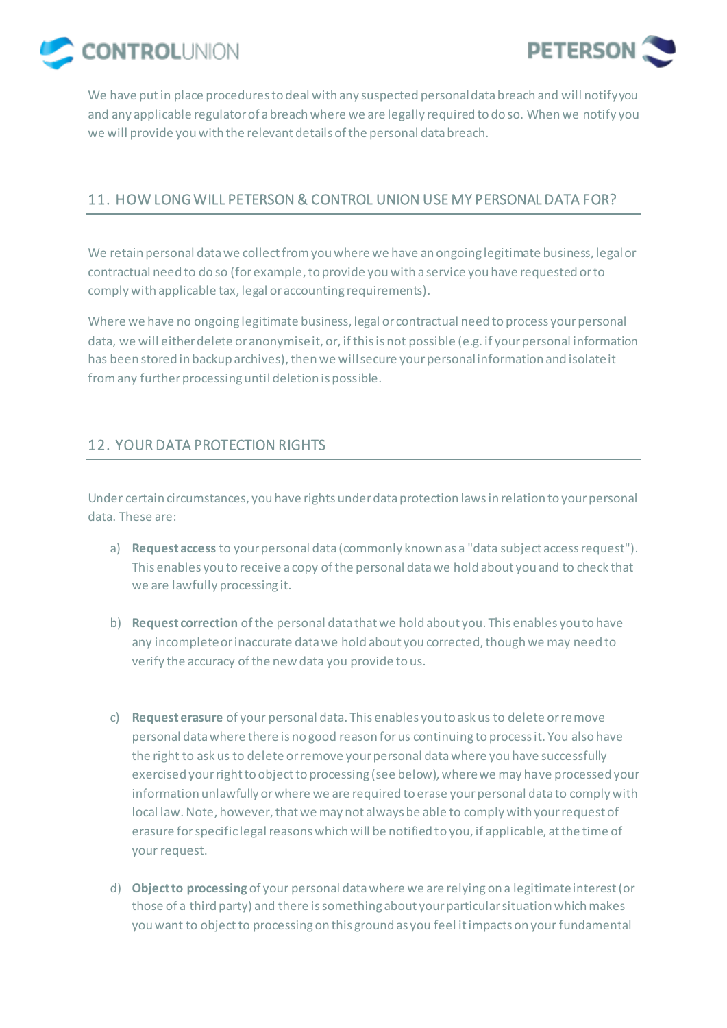We have put in place procedures to deal with any suspected personal data breach and will notify you and any applicable regulator of a breach where we are legally required to do so. When we notify you we will provide you with the relevant details of the personal data breach.

## 11. HOW LONG WILL PETERSON & CONTROL UNION USE MY PERSONAL DATA FOR?

We retain personal data we collect from you where we have an ongoing legitimate business, legal or contractual need to do so (for example, to provide you with a service you have requested or to comply with applicable tax, legal or accounting requirements).

Where we have no ongoing legitimate business, legal or contractual need to process your personal data, we will either delete or anonymise it, or, if this is not possible (e.g. if your personal information has been stored in backup archives), then we will secure your personal information and isolate it from any further processing until deletion is possible.

## 12. YOUR DATA PROTECTION RIGHTS

Under certain circumstances, you have rights under data protection laws in relation to your personal data. These are:

a) **Request access** to your personal data (commonly known as a "data subject access request"). This enables you to receive a copy of the personal data we hold about you and to check that we are lawfully processing it.

b) **Request correction** of the personal data that we hold about you. This enables you to have any incomplete or inaccurate data we hold about you corrected, though we may need to verify the accuracy of the new data you provide to us.

c) **Request erasure** of your personal data. This enables you to ask us to delete or remove personal data where there is no good reason for us continuing to process it. You also have the right to ask us to delete or remove your personal data where you have successfully exercised your right to object to processing (see below), where we may have processed your information unlawfully or where we are required to erase your personal data to comply with local law. Note, however, that we may not always be able to comply with your request of erasure for specific legal reasons which will be notified to you, if applicable, at the time of your request.

d) **Object to processing** of your personal data where we are relying on a legitimate interest (or those of a third party) and there is something about your particular situation which makes you want to object to processing on this ground as you feel it impacts on your fundamental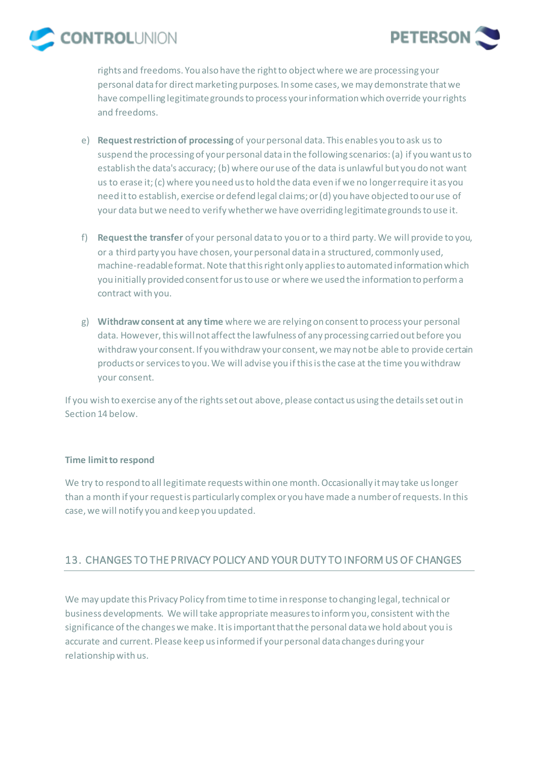rights and freedoms. You also have the right to object where we are processing your personal data for direct marketing purposes. In some cases, we may demonstrate that we have compelling legitimate grounds to process your information which override your rights and freedoms.

e) **Request restriction of processing** of your personal data. This enables you to ask us to suspend the processing of your personal data in the following scenarios: (a) if you want us to establish the data's accuracy; (b) where our use of the data is unlawful but you do not want us to erase it; (c) where you need us to hold the data even if we no longer require it as you need it to establish, exercise or defend legal claims; or (d) you have objected to our use of your data but we need to verify whether we have overriding legitimate grounds to use it.

f) **Request the transfer** of your personal data to you or to a third party. We will provide to you, or a third party you have chosen, your personal data in a structured, commonly used, machine-readable format. Note that this right only applies to automated information which you initially provided consent for us to use or where we used the information to perform a contract with you.

g) **Withdraw consent at any time** where we are relying on consent to process your personal data. However, this will not affect the lawfulness of any processing carried out before you withdraw your consent. If you withdraw your consent, we may not be able to provide certain products or services to you. We will advise you if this is the case at the time you withdraw your consent.

If you wish to exercise any of the rights set out above, please contact us using the details set out in Section 14 below.

**Time limit to respond**

We try to respond to all legitimate requests within one month. Occasionally it may take us longer than a month if your request is particularly complex or you have made a number of requests. In this case, we will notify you and keep you updated.

## 13. CHANGES TO THE PRIVACY POLICY AND YOUR DUTY TO INFORM US OF CHANGES

We may update this Privacy Policy from time to time in response to changing legal, technical or business developments. We will take appropriate measures to inform you, consistent with the significance of the changes we make. It is important that the personal data we hold about you is accurate and current. Please keep us informed if your personal data changes during your relationship with us.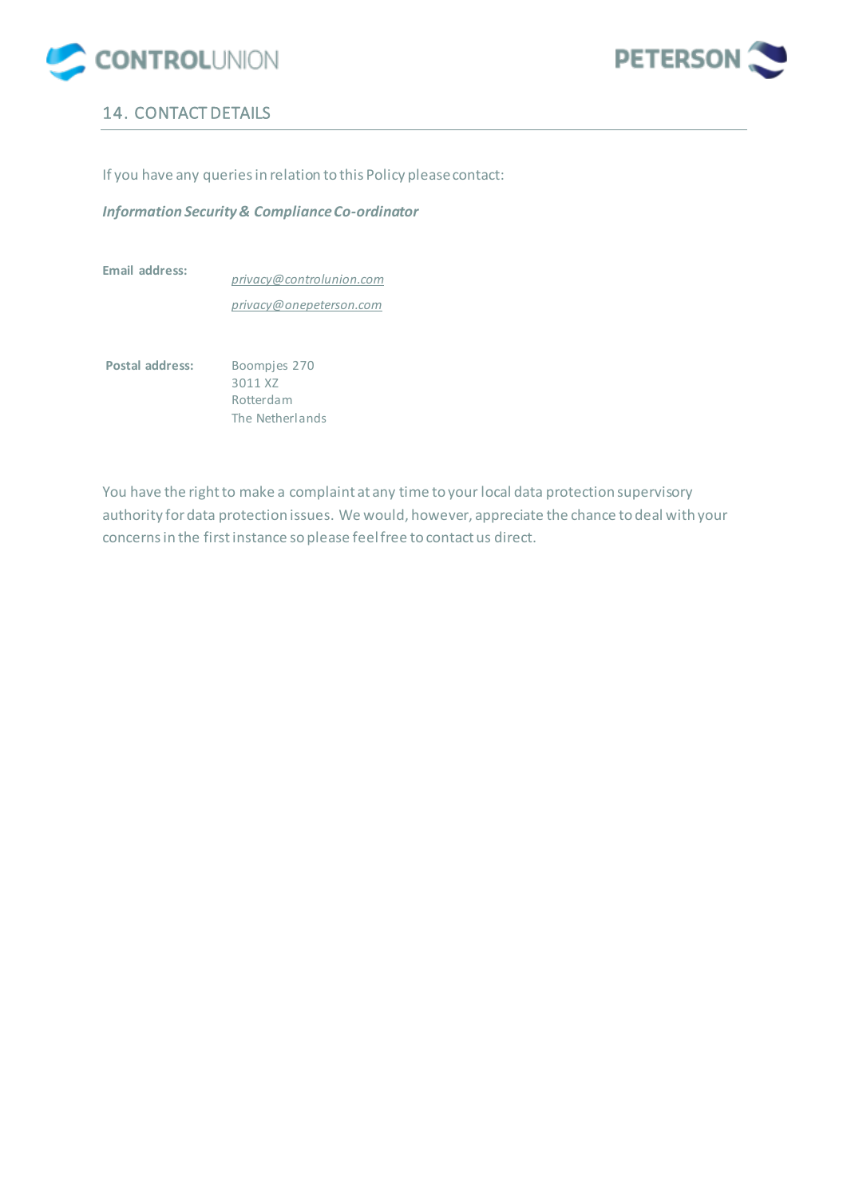## 14. CONTACT DETAILS

If you have any queries in relation to this Policy please contact:

***Information Security & Compliance Co-ordinator***

| | |
|---|---|
| **Email address:** | privacy@controlunion.com<br>privacy@onepeterson.com |
| **Postal address:** | Boompjes 270<br>3011 XZ<br>Rotterdam<br>The Netherlands |

You have the right to make a complaint at any time to your local data protection supervisory authority for data protection issues. We would, however, appreciate the chance to deal with your concerns in the first instance so please feel free to contact us direct.